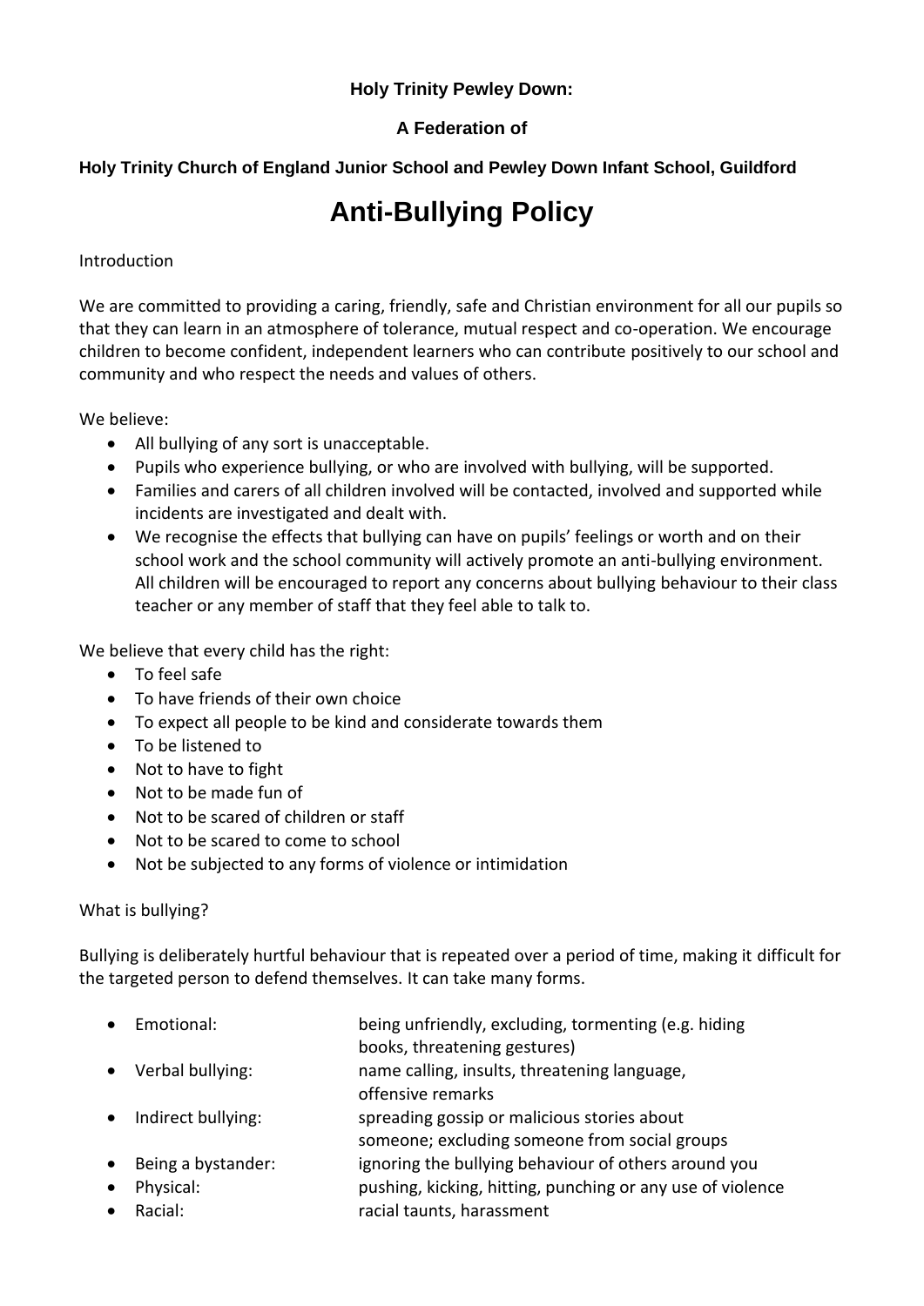**Holy Trinity Pewley Down:**

**A Federation of**

**Holy Trinity Church of England Junior School and Pewley Down Infant School, Guildford**

# Anti-Bullying Policy

Introduction

We are committed to providing a caring, friendly, safe and Christian environment for all our pupils so that they can learn in an atmosphere of tolerance, mutual respect and co-operation. We encourage children to become confident, independent learners who can contribute positively to our school and community and who respect the needs and values of others.

We believe:

- All bullying of any sort is unacceptable.
- Pupils who experience bullying, or who are involved with bullying, will be supported.
- Families and carers of all children involved will be contacted, involved and supported while incidents are investigated and dealt with.
- We recognise the effects that bullying can have on pupils' feelings or worth and on their school work and the school community will actively promote an anti-bullying environment. All children will be encouraged to report any concerns about bullying behaviour to their class teacher or any member of staff that they feel able to talk to.

We believe that every child has the right:

- To feel safe
- To have friends of their own choice
- To expect all people to be kind and considerate towards them
- To be listened to
- Not to have to fight
- Not to be made fun of
- Not to be scared of children or staff
- Not to be scared to come to school
- Not be subjected to any forms of violence or intimidation

What is bullying?

Bullying is deliberately hurtful behaviour that is repeated over a period of time, making it difficult for the targeted person to defend themselves. It can take many forms.

- Emotional: being unfriendly, excluding, tormenting (e.g. hiding books, threatening gestures)
- Verbal bullying: name calling, insults, threatening language, offensive remarks
- Indirect bullying: spreading gossip or malicious stories about someone; excluding someone from social groups
- Being a bystander: ignoring the bullying behaviour of others around you
- Physical: pushing, kicking, hitting, punching or any use of violence
- Racial: racial taunts, harassment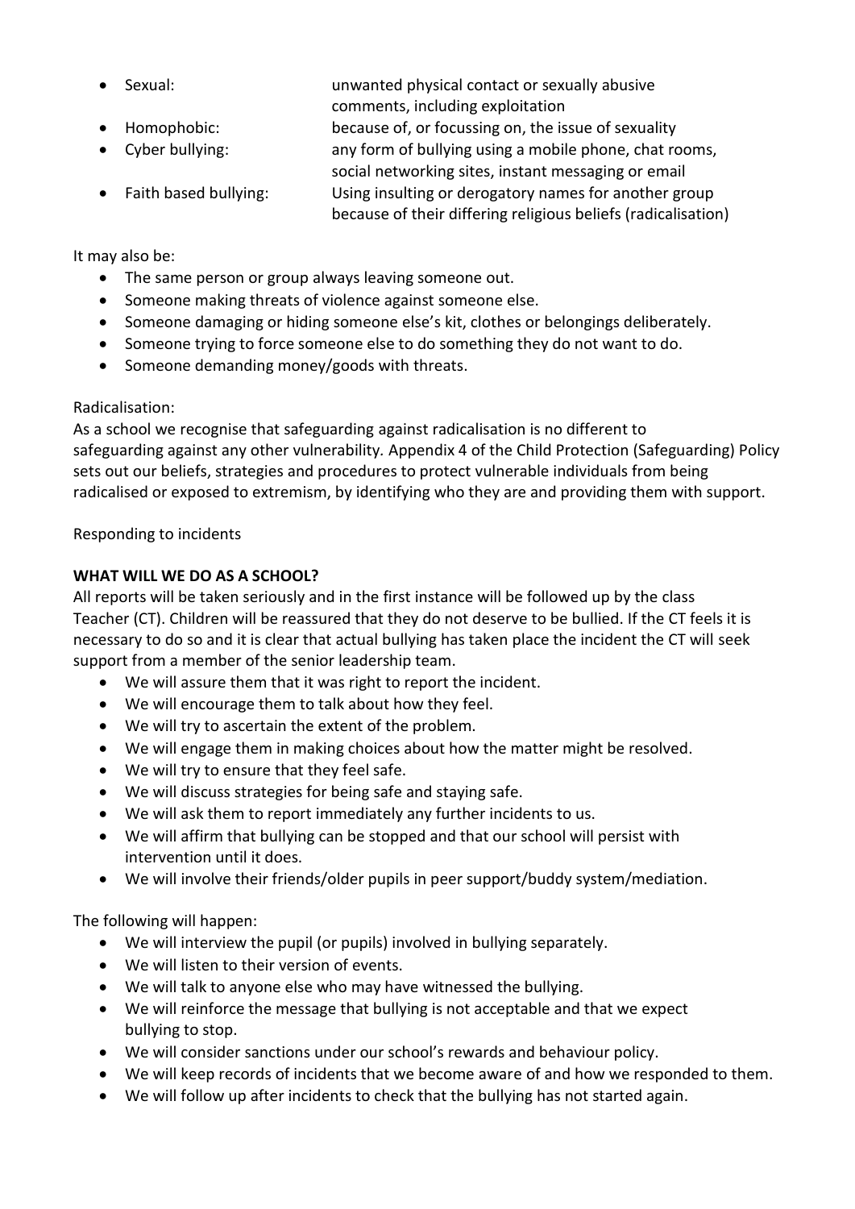- Sexual: unwanted physical contact or sexually abusive comments, including exploitation
- Homophobic: because of, or focussing on, the issue of sexuality
- Cyber bullying: any form of bullying using a mobile phone, chat rooms, social networking sites, instant messaging or email
- Faith based bullying: Using insulting or derogatory names for another group because of their differing religious beliefs (radicalisation)

It may also be:

- The same person or group always leaving someone out.
- Someone making threats of violence against someone else.
- Someone damaging or hiding someone else's kit, clothes or belongings deliberately.
- Someone trying to force someone else to do something they do not want to do.
- Someone demanding money/goods with threats.

Radicalisation:

As a school we recognise that safeguarding against radicalisation is no different to safeguarding against any other vulnerability. Appendix 4 of the Child Protection (Safeguarding) Policy sets out our beliefs, strategies and procedures to protect vulnerable individuals from being radicalised or exposed to extremism, by identifying who they are and providing them with support.

Responding to incidents

**WHAT WILL WE DO AS A SCHOOL?**

All reports will be taken seriously and in the first instance will be followed up by the class Teacher (CT). Children will be reassured that they do not deserve to be bullied. If the CT feels it is necessary to do so and it is clear that actual bullying has taken place the incident the CT will seek support from a member of the senior leadership team.

- We will assure them that it was right to report the incident.
- We will encourage them to talk about how they feel.
- We will try to ascertain the extent of the problem.
- We will engage them in making choices about how the matter might be resolved.
- We will try to ensure that they feel safe.
- We will discuss strategies for being safe and staying safe.
- We will ask them to report immediately any further incidents to us.
- We will affirm that bullying can be stopped and that our school will persist with intervention until it does.
- We will involve their friends/older pupils in peer support/buddy system/mediation.

The following will happen:

- We will interview the pupil (or pupils) involved in bullying separately.
- We will listen to their version of events.
- We will talk to anyone else who may have witnessed the bullying.
- We will reinforce the message that bullying is not acceptable and that we expect bullying to stop.
- We will consider sanctions under our school's rewards and behaviour policy.
- We will keep records of incidents that we become aware of and how we responded to them.
- We will follow up after incidents to check that the bullying has not started again.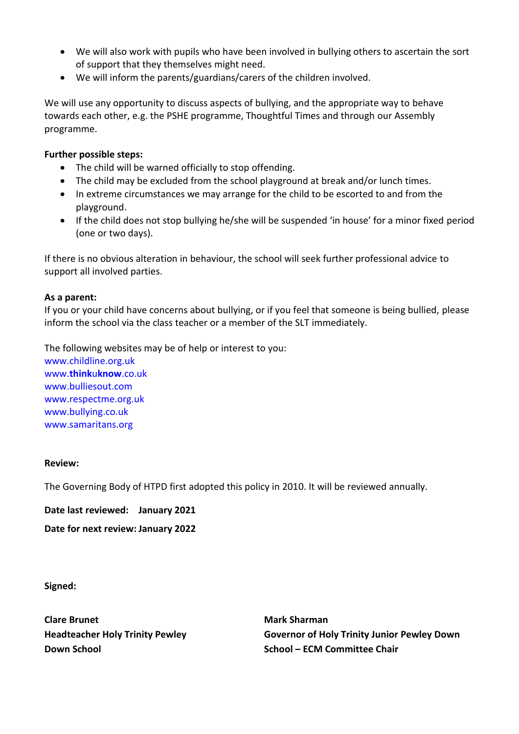- We will also work with pupils who have been involved in bullying others to ascertain the sort of support that they themselves might need.
- We will inform the parents/guardians/carers of the children involved.

We will use any opportunity to discuss aspects of bullying, and the appropriate way to behave towards each other, e.g. the PSHE programme, Thoughtful Times and through our Assembly programme.

**Further possible steps:**

- The child will be warned officially to stop offending.
- The child may be excluded from the school playground at break and/or lunch times.
- In extreme circumstances we may arrange for the child to be escorted to and from the playground.
- If the child does not stop bullying he/she will be suspended 'in house' for a minor fixed period (one or two days).

If there is no obvious alteration in behaviour, the school will seek further professional advice to support all involved parties.

**As a parent:**

If you or your child have concerns about bullying, or if you feel that someone is being bullied, please inform the school via the class teacher or a member of the SLT immediately.

The following websites may be of help or interest to you:
www.childline.org.uk
www.**think**u**know**.co.uk
www.bulliesout.com
www.respectme.org.uk
www.bullying.co.uk
www.samaritans.org

**Review:**

The Governing Body of HTPD first adopted this policy in 2010. It will be reviewed annually.

**Date last reviewed: January 2021**

**Date for next review: January 2022**

**Signed:**

**Clare Brunet**
**Headteacher Holy Trinity Pewley Down School**

**Mark Sharman**
**Governor of Holy Trinity Junior Pewley Down School – ECM Committee Chair**